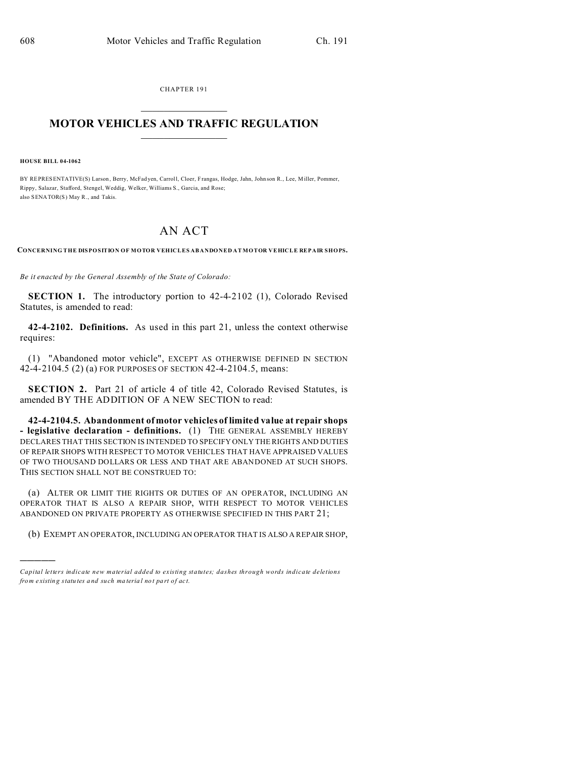CHAPTER 191

# MOTOR VEHICLES AND TRAFFIC REGULATION

**HOUSE BILL 04-1062**

BY REPRESENTATIVE(S) Larson, Berry, McFadyen, Carroll, Cloer, Frangas, Hodge, Jahn, Johnson R., Lee, Miller, Pommer, Rippy, Salazar, Stafford, Stengel, Weddig, Welker, Williams S., Garcia, and Rose;
also SENATOR(S) May R., and Takis.

# AN ACT

**CONCERNING THE DISPOSITION OF MOTOR VEHICLES ABANDONED AT MOTOR VEHICLE REPAIR SHOPS.**

*Be it enacted by the General Assembly of the State of Colorado:*

**SECTION 1.** The introductory portion to 42-4-2102 (1), Colorado Revised Statutes, is amended to read:

**42-4-2102. Definitions.** As used in this part 21, unless the context otherwise requires:

(1) "Abandoned motor vehicle", EXCEPT AS OTHERWISE DEFINED IN SECTION 42-4-2104.5 (2) (a) FOR PURPOSES OF SECTION 42-4-2104.5, means:

**SECTION 2.** Part 21 of article 4 of title 42, Colorado Revised Statutes, is amended BY THE ADDITION OF A NEW SECTION to read:

**42-4-2104.5. Abandonment of motor vehicles of limited value at repair shops - legislative declaration - definitions.** (1) THE GENERAL ASSEMBLY HEREBY DECLARES THAT THIS SECTION IS INTENDED TO SPECIFY ONLY THE RIGHTS AND DUTIES OF REPAIR SHOPS WITH RESPECT TO MOTOR VEHICLES THAT HAVE APPRAISED VALUES OF TWO THOUSAND DOLLARS OR LESS AND THAT ARE ABANDONED AT SUCH SHOPS. THIS SECTION SHALL NOT BE CONSTRUED TO:

(a) ALTER OR LIMIT THE RIGHTS OR DUTIES OF AN OPERATOR, INCLUDING AN OPERATOR THAT IS ALSO A REPAIR SHOP, WITH RESPECT TO MOTOR VEHICLES ABANDONED ON PRIVATE PROPERTY AS OTHERWISE SPECIFIED IN THIS PART 21;

(b) EXEMPT AN OPERATOR, INCLUDING AN OPERATOR THAT IS ALSO A REPAIR SHOP,

---

*Capital letters indicate new material added to existing statutes; dashes through words indicate deletions from existing statutes and such material not part of act.*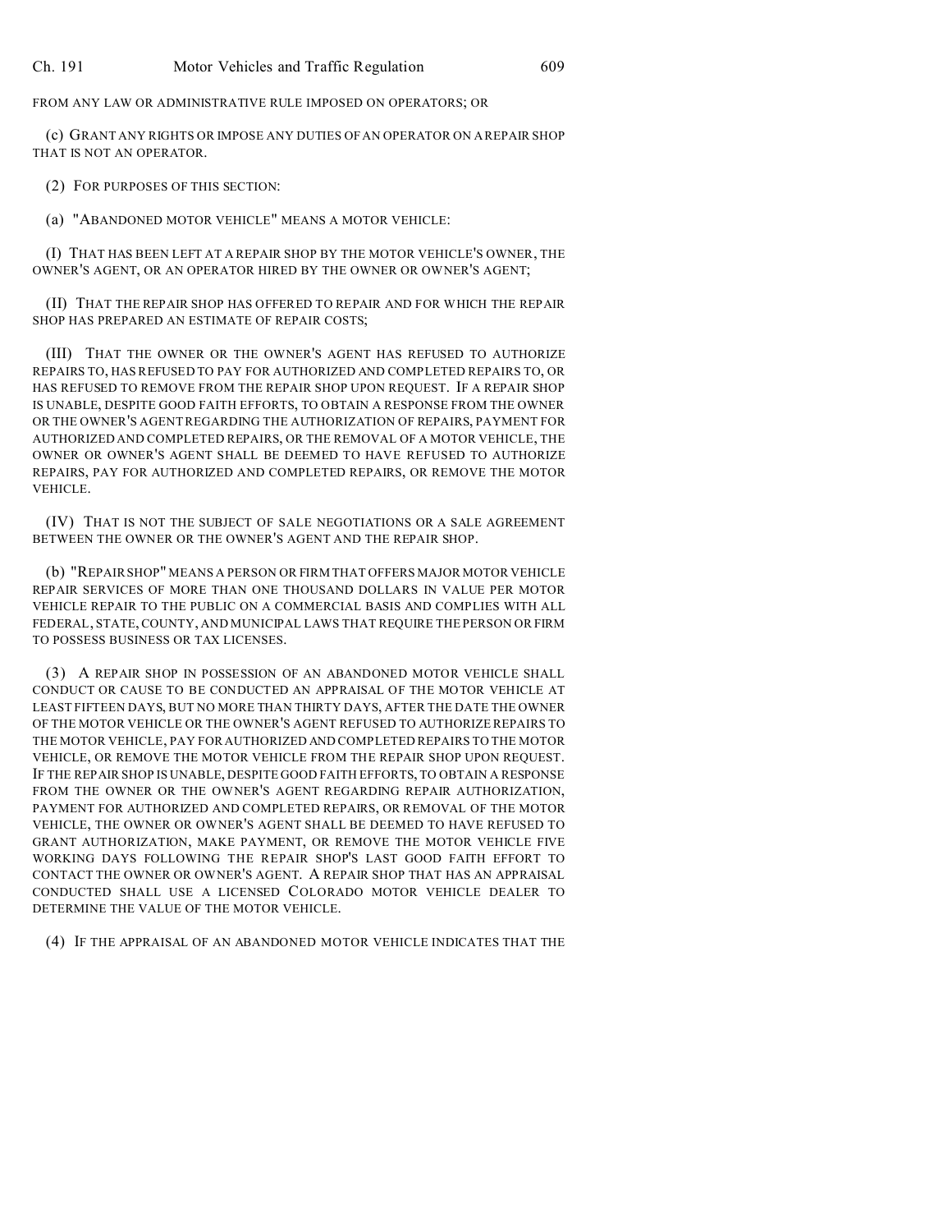FROM ANY LAW OR ADMINISTRATIVE RULE IMPOSED ON OPERATORS; OR

(c) GRANT ANY RIGHTS OR IMPOSE ANY DUTIES OF AN OPERATOR ON A REPAIR SHOP THAT IS NOT AN OPERATOR.

(2) FOR PURPOSES OF THIS SECTION:

(a) "ABANDONED MOTOR VEHICLE" MEANS A MOTOR VEHICLE:

(I) THAT HAS BEEN LEFT AT A REPAIR SHOP BY THE MOTOR VEHICLE'S OWNER, THE OWNER'S AGENT, OR AN OPERATOR HIRED BY THE OWNER OR OWNER'S AGENT;

(II) THAT THE REPAIR SHOP HAS OFFERED TO REPAIR AND FOR WHICH THE REPAIR SHOP HAS PREPARED AN ESTIMATE OF REPAIR COSTS;

(III) THAT THE OWNER OR THE OWNER'S AGENT HAS REFUSED TO AUTHORIZE REPAIRS TO, HAS REFUSED TO PAY FOR AUTHORIZED AND COMPLETED REPAIRS TO, OR HAS REFUSED TO REMOVE FROM THE REPAIR SHOP UPON REQUEST. IF A REPAIR SHOP IS UNABLE, DESPITE GOOD FAITH EFFORTS, TO OBTAIN A RESPONSE FROM THE OWNER OR THE OWNER'S AGENT REGARDING THE AUTHORIZATION OF REPAIRS, PAYMENT FOR AUTHORIZED AND COMPLETED REPAIRS, OR THE REMOVAL OF A MOTOR VEHICLE, THE OWNER OR OWNER'S AGENT SHALL BE DEEMED TO HAVE REFUSED TO AUTHORIZE REPAIRS, PAY FOR AUTHORIZED AND COMPLETED REPAIRS, OR REMOVE THE MOTOR VEHICLE.

(IV) THAT IS NOT THE SUBJECT OF SALE NEGOTIATIONS OR A SALE AGREEMENT BETWEEN THE OWNER OR THE OWNER'S AGENT AND THE REPAIR SHOP.

(b) "REPAIR SHOP" MEANS A PERSON OR FIRM THAT OFFERS MAJOR MOTOR VEHICLE REPAIR SERVICES OF MORE THAN ONE THOUSAND DOLLARS IN VALUE PER MOTOR VEHICLE REPAIR TO THE PUBLIC ON A COMMERCIAL BASIS AND COMPLIES WITH ALL FEDERAL, STATE, COUNTY, AND MUNICIPAL LAWS THAT REQUIRE THE PERSON OR FIRM TO POSSESS BUSINESS OR TAX LICENSES.

(3) A REPAIR SHOP IN POSSESSION OF AN ABANDONED MOTOR VEHICLE SHALL CONDUCT OR CAUSE TO BE CONDUCTED AN APPRAISAL OF THE MOTOR VEHICLE AT LEAST FIFTEEN DAYS, BUT NO MORE THAN THIRTY DAYS, AFTER THE DATE THE OWNER OF THE MOTOR VEHICLE OR THE OWNER'S AGENT REFUSED TO AUTHORIZE REPAIRS TO THE MOTOR VEHICLE, PAY FOR AUTHORIZED AND COMPLETED REPAIRS TO THE MOTOR VEHICLE, OR REMOVE THE MOTOR VEHICLE FROM THE REPAIR SHOP UPON REQUEST. IF THE REPAIR SHOP IS UNABLE, DESPITE GOOD FAITH EFFORTS, TO OBTAIN A RESPONSE FROM THE OWNER OR THE OWNER'S AGENT REGARDING REPAIR AUTHORIZATION, PAYMENT FOR AUTHORIZED AND COMPLETED REPAIRS, OR REMOVAL OF THE MOTOR VEHICLE, THE OWNER OR OWNER'S AGENT SHALL BE DEEMED TO HAVE REFUSED TO GRANT AUTHORIZATION, MAKE PAYMENT, OR REMOVE THE MOTOR VEHICLE FIVE WORKING DAYS FOLLOWING THE REPAIR SHOP'S LAST GOOD FAITH EFFORT TO CONTACT THE OWNER OR OWNER'S AGENT. A REPAIR SHOP THAT HAS AN APPRAISAL CONDUCTED SHALL USE A LICENSED COLORADO MOTOR VEHICLE DEALER TO DETERMINE THE VALUE OF THE MOTOR VEHICLE.

(4) IF THE APPRAISAL OF AN ABANDONED MOTOR VEHICLE INDICATES THAT THE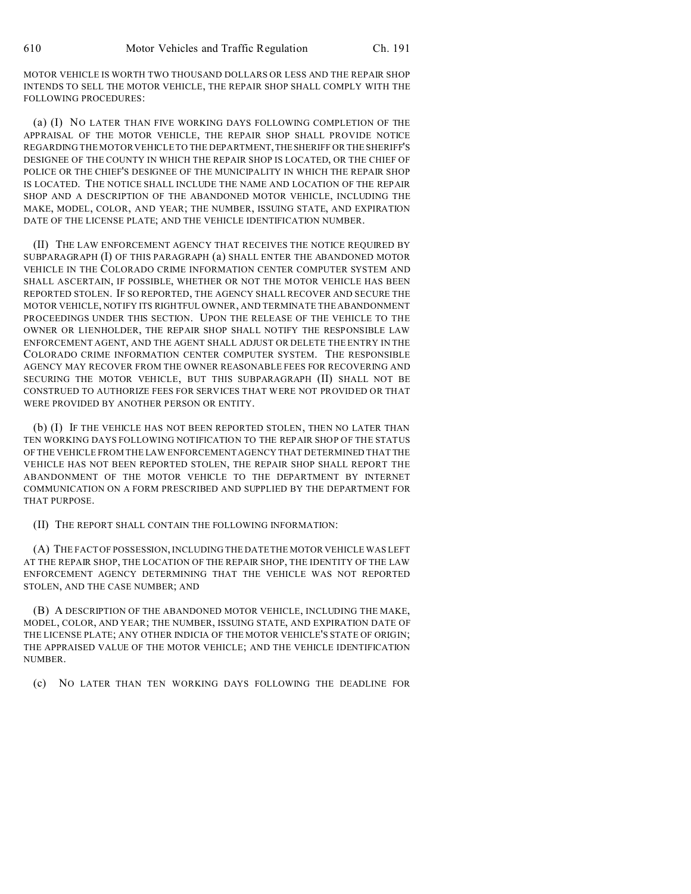MOTOR VEHICLE IS WORTH TWO THOUSAND DOLLARS OR LESS AND THE REPAIR SHOP INTENDS TO SELL THE MOTOR VEHICLE, THE REPAIR SHOP SHALL COMPLY WITH THE FOLLOWING PROCEDURES:

(a) (I) NO LATER THAN FIVE WORKING DAYS FOLLOWING COMPLETION OF THE APPRAISAL OF THE MOTOR VEHICLE, THE REPAIR SHOP SHALL PROVIDE NOTICE REGARDING THE MOTOR VEHICLE TO THE DEPARTMENT, THE SHERIFF OR THE SHERIFF'S DESIGNEE OF THE COUNTY IN WHICH THE REPAIR SHOP IS LOCATED, OR THE CHIEF OF POLICE OR THE CHIEF'S DESIGNEE OF THE MUNICIPALITY IN WHICH THE REPAIR SHOP IS LOCATED. THE NOTICE SHALL INCLUDE THE NAME AND LOCATION OF THE REPAIR SHOP AND A DESCRIPTION OF THE ABANDONED MOTOR VEHICLE, INCLUDING THE MAKE, MODEL, COLOR, AND YEAR; THE NUMBER, ISSUING STATE, AND EXPIRATION DATE OF THE LICENSE PLATE; AND THE VEHICLE IDENTIFICATION NUMBER.

(II) THE LAW ENFORCEMENT AGENCY THAT RECEIVES THE NOTICE REQUIRED BY SUBPARAGRAPH (I) OF THIS PARAGRAPH (a) SHALL ENTER THE ABANDONED MOTOR VEHICLE IN THE COLORADO CRIME INFORMATION CENTER COMPUTER SYSTEM AND SHALL ASCERTAIN, IF POSSIBLE, WHETHER OR NOT THE MOTOR VEHICLE HAS BEEN REPORTED STOLEN. IF SO REPORTED, THE AGENCY SHALL RECOVER AND SECURE THE MOTOR VEHICLE, NOTIFY ITS RIGHTFUL OWNER, AND TERMINATE THE ABANDONMENT PROCEEDINGS UNDER THIS SECTION. UPON THE RELEASE OF THE VEHICLE TO THE OWNER OR LIENHOLDER, THE REPAIR SHOP SHALL NOTIFY THE RESPONSIBLE LAW ENFORCEMENT AGENT, AND THE AGENT SHALL ADJUST OR DELETE THE ENTRY IN THE COLORADO CRIME INFORMATION CENTER COMPUTER SYSTEM. THE RESPONSIBLE AGENCY MAY RECOVER FROM THE OWNER REASONABLE FEES FOR RECOVERING AND SECURING THE MOTOR VEHICLE, BUT THIS SUBPARAGRAPH (II) SHALL NOT BE CONSTRUED TO AUTHORIZE FEES FOR SERVICES THAT WERE NOT PROVIDED OR THAT WERE PROVIDED BY ANOTHER PERSON OR ENTITY.

(b) (I) IF THE VEHICLE HAS NOT BEEN REPORTED STOLEN, THEN NO LATER THAN TEN WORKING DAYS FOLLOWING NOTIFICATION TO THE REPAIR SHOP OF THE STATUS OF THE VEHICLE FROM THE LAW ENFORCEMENT AGENCY THAT DETERMINED THAT THE VEHICLE HAS NOT BEEN REPORTED STOLEN, THE REPAIR SHOP SHALL REPORT THE ABANDONMENT OF THE MOTOR VEHICLE TO THE DEPARTMENT BY INTERNET COMMUNICATION ON A FORM PRESCRIBED AND SUPPLIED BY THE DEPARTMENT FOR THAT PURPOSE.

(II) THE REPORT SHALL CONTAIN THE FOLLOWING INFORMATION:

(A) THE FACT OF POSSESSION, INCLUDING THE DATE THE MOTOR VEHICLE WAS LEFT AT THE REPAIR SHOP, THE LOCATION OF THE REPAIR SHOP, THE IDENTITY OF THE LAW ENFORCEMENT AGENCY DETERMINING THAT THE VEHICLE WAS NOT REPORTED STOLEN, AND THE CASE NUMBER; AND

(B) A DESCRIPTION OF THE ABANDONED MOTOR VEHICLE, INCLUDING THE MAKE, MODEL, COLOR, AND YEAR; THE NUMBER, ISSUING STATE, AND EXPIRATION DATE OF THE LICENSE PLATE; ANY OTHER INDICIA OF THE MOTOR VEHICLE'S STATE OF ORIGIN; THE APPRAISED VALUE OF THE MOTOR VEHICLE; AND THE VEHICLE IDENTIFICATION NUMBER.

(c) NO LATER THAN TEN WORKING DAYS FOLLOWING THE DEADLINE FOR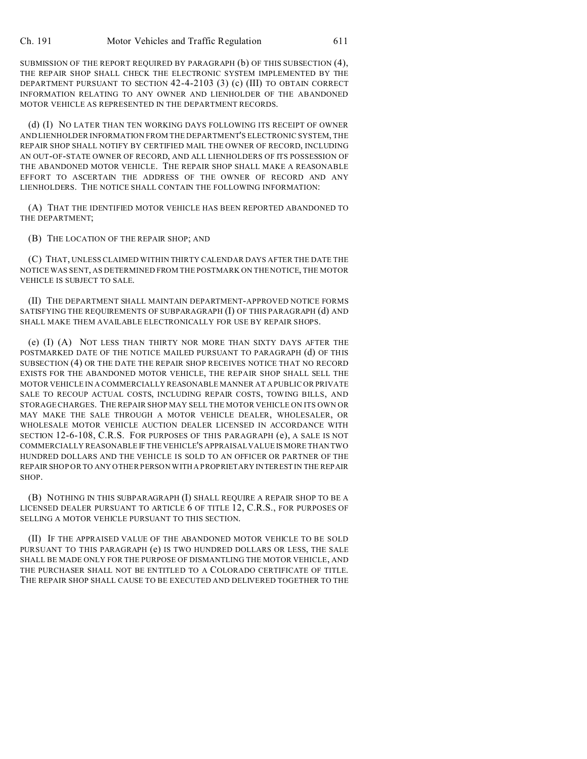SUBMISSION OF THE REPORT REQUIRED BY PARAGRAPH (b) OF THIS SUBSECTION (4), THE REPAIR SHOP SHALL CHECK THE ELECTRONIC SYSTEM IMPLEMENTED BY THE DEPARTMENT PURSUANT TO SECTION 42-4-2103 (3) (c) (III) TO OBTAIN CORRECT INFORMATION RELATING TO ANY OWNER AND LIENHOLDER OF THE ABANDONED MOTOR VEHICLE AS REPRESENTED IN THE DEPARTMENT RECORDS.

(d) (I) NO LATER THAN TEN WORKING DAYS FOLLOWING ITS RECEIPT OF OWNER AND LIENHOLDER INFORMATION FROM THE DEPARTMENT'S ELECTRONIC SYSTEM, THE REPAIR SHOP SHALL NOTIFY BY CERTIFIED MAIL THE OWNER OF RECORD, INCLUDING AN OUT-OF-STATE OWNER OF RECORD, AND ALL LIENHOLDERS OF ITS POSSESSION OF THE ABANDONED MOTOR VEHICLE. THE REPAIR SHOP SHALL MAKE A REASONABLE EFFORT TO ASCERTAIN THE ADDRESS OF THE OWNER OF RECORD AND ANY LIENHOLDERS. THE NOTICE SHALL CONTAIN THE FOLLOWING INFORMATION:

(A) THAT THE IDENTIFIED MOTOR VEHICLE HAS BEEN REPORTED ABANDONED TO THE DEPARTMENT;

(B) THE LOCATION OF THE REPAIR SHOP; AND

(C) THAT, UNLESS CLAIMED WITHIN THIRTY CALENDAR DAYS AFTER THE DATE THE NOTICE WAS SENT, AS DETERMINED FROM THE POSTMARK ON THE NOTICE, THE MOTOR VEHICLE IS SUBJECT TO SALE.

(II) THE DEPARTMENT SHALL MAINTAIN DEPARTMENT-APPROVED NOTICE FORMS SATISFYING THE REQUIREMENTS OF SUBPARAGRAPH (I) OF THIS PARAGRAPH (d) AND SHALL MAKE THEM AVAILABLE ELECTRONICALLY FOR USE BY REPAIR SHOPS.

(e) (I) (A) NOT LESS THAN THIRTY NOR MORE THAN SIXTY DAYS AFTER THE POSTMARKED DATE OF THE NOTICE MAILED PURSUANT TO PARAGRAPH (d) OF THIS SUBSECTION (4) OR THE DATE THE REPAIR SHOP RECEIVES NOTICE THAT NO RECORD EXISTS FOR THE ABANDONED MOTOR VEHICLE, THE REPAIR SHOP SHALL SELL THE MOTOR VEHICLE IN A COMMERCIALLY REASONABLE MANNER AT A PUBLIC OR PRIVATE SALE TO RECOUP ACTUAL COSTS, INCLUDING REPAIR COSTS, TOWING BILLS, AND STORAGE CHARGES. THE REPAIR SHOP MAY SELL THE MOTOR VEHICLE ON ITS OWN OR MAY MAKE THE SALE THROUGH A MOTOR VEHICLE DEALER, WHOLESALER, OR WHOLESALE MOTOR VEHICLE AUCTION DEALER LICENSED IN ACCORDANCE WITH SECTION 12-6-108, C.R.S. FOR PURPOSES OF THIS PARAGRAPH (e), A SALE IS NOT COMMERCIALLY REASONABLE IF THE VEHICLE'S APPRAISAL VALUE IS MORE THAN TWO HUNDRED DOLLARS AND THE VEHICLE IS SOLD TO AN OFFICER OR PARTNER OF THE REPAIR SHOP OR TO ANY OTHER PERSON WITH A PROPRIETARY INTEREST IN THE REPAIR SHOP.

(B) NOTHING IN THIS SUBPARAGRAPH (I) SHALL REQUIRE A REPAIR SHOP TO BE A LICENSED DEALER PURSUANT TO ARTICLE 6 OF TITLE 12, C.R.S., FOR PURPOSES OF SELLING A MOTOR VEHICLE PURSUANT TO THIS SECTION.

(II) IF THE APPRAISED VALUE OF THE ABANDONED MOTOR VEHICLE TO BE SOLD PURSUANT TO THIS PARAGRAPH (e) IS TWO HUNDRED DOLLARS OR LESS, THE SALE SHALL BE MADE ONLY FOR THE PURPOSE OF DISMANTLING THE MOTOR VEHICLE, AND THE PURCHASER SHALL NOT BE ENTITLED TO A COLORADO CERTIFICATE OF TITLE. THE REPAIR SHOP SHALL CAUSE TO BE EXECUTED AND DELIVERED TOGETHER TO THE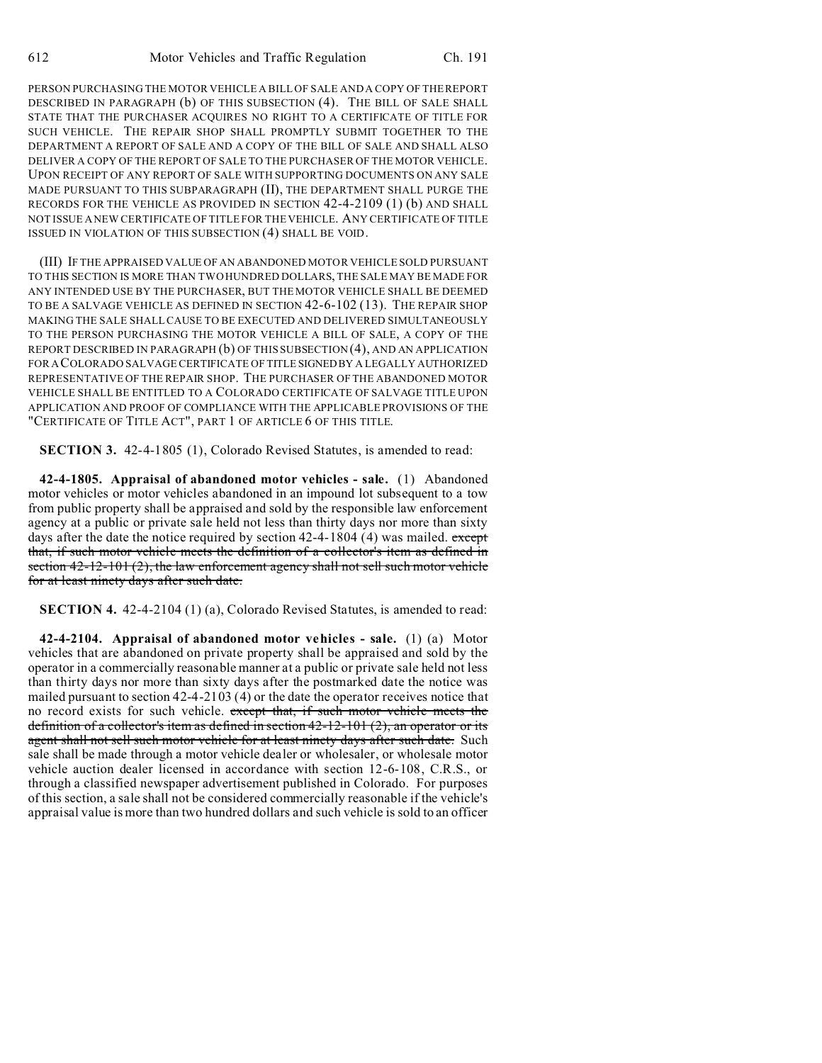PERSON PURCHASING THE MOTOR VEHICLE A BILL OF SALE AND A COPY OF THE REPORT DESCRIBED IN PARAGRAPH (b) OF THIS SUBSECTION (4). THE BILL OF SALE SHALL STATE THAT THE PURCHASER ACQUIRES NO RIGHT TO A CERTIFICATE OF TITLE FOR SUCH VEHICLE. THE REPAIR SHOP SHALL PROMPTLY SUBMIT TOGETHER TO THE DEPARTMENT A REPORT OF SALE AND A COPY OF THE BILL OF SALE AND SHALL ALSO DELIVER A COPY OF THE REPORT OF SALE TO THE PURCHASER OF THE MOTOR VEHICLE. UPON RECEIPT OF ANY REPORT OF SALE WITH SUPPORTING DOCUMENTS ON ANY SALE MADE PURSUANT TO THIS SUBPARAGRAPH (II), THE DEPARTMENT SHALL PURGE THE RECORDS FOR THE VEHICLE AS PROVIDED IN SECTION 42-4-2109 (1) (b) AND SHALL NOT ISSUE A NEW CERTIFICATE OF TITLE FOR THE VEHICLE. ANY CERTIFICATE OF TITLE ISSUED IN VIOLATION OF THIS SUBSECTION (4) SHALL BE VOID.

(III) IF THE APPRAISED VALUE OF AN ABANDONED MOTOR VEHICLE SOLD PURSUANT TO THIS SECTION IS MORE THAN TWO HUNDRED DOLLARS, THE SALE MAY BE MADE FOR ANY INTENDED USE BY THE PURCHASER, BUT THE MOTOR VEHICLE SHALL BE DEEMED TO BE A SALVAGE VEHICLE AS DEFINED IN SECTION 42-6-102 (13). THE REPAIR SHOP MAKING THE SALE SHALL CAUSE TO BE EXECUTED AND DELIVERED SIMULTANEOUSLY TO THE PERSON PURCHASING THE MOTOR VEHICLE A BILL OF SALE, A COPY OF THE REPORT DESCRIBED IN PARAGRAPH (b) OF THIS SUBSECTION (4), AND AN APPLICATION FOR A COLORADO SALVAGE CERTIFICATE OF TITLE SIGNED BY A LEGALLY AUTHORIZED REPRESENTATIVE OF THE REPAIR SHOP. THE PURCHASER OF THE ABANDONED MOTOR VEHICLE SHALL BE ENTITLED TO A COLORADO CERTIFICATE OF SALVAGE TITLE UPON APPLICATION AND PROOF OF COMPLIANCE WITH THE APPLICABLE PROVISIONS OF THE "CERTIFICATE OF TITLE ACT", PART 1 OF ARTICLE 6 OF THIS TITLE.

**SECTION 3.** 42-4-1805 (1), Colorado Revised Statutes, is amended to read:

**42-4-1805. Appraisal of abandoned motor vehicles - sale.** (1) Abandoned motor vehicles or motor vehicles abandoned in an impound lot subsequent to a tow from public property shall be appraised and sold by the responsible law enforcement agency at a public or private sale held not less than thirty days nor more than sixty days after the date the notice required by section 42-4-1804 (4) was mailed. ~~except that, if such motor vehicle meets the definition of a collector's item as defined in section 42-12-101 (2), the law enforcement agency shall not sell such motor vehicle for at least ninety days after such date.~~

**SECTION 4.** 42-4-2104 (1) (a), Colorado Revised Statutes, is amended to read:

**42-4-2104. Appraisal of abandoned motor vehicles - sale.** (1) (a) Motor vehicles that are abandoned on private property shall be appraised and sold by the operator in a commercially reasonable manner at a public or private sale held not less than thirty days nor more than sixty days after the postmarked date the notice was mailed pursuant to section 42-4-2103 (4) or the date the operator receives notice that no record exists for such vehicle. ~~except that, if such motor vehicle meets the definition of a collector's item as defined in section 42-12-101 (2), an operator or its agent shall not sell such motor vehicle for at least ninety days after such date.~~ Such sale shall be made through a motor vehicle dealer or wholesaler, or wholesale motor vehicle auction dealer licensed in accordance with section 12-6-108, C.R.S., or through a classified newspaper advertisement published in Colorado. For purposes of this section, a sale shall not be considered commercially reasonable if the vehicle's appraisal value is more than two hundred dollars and such vehicle is sold to an officer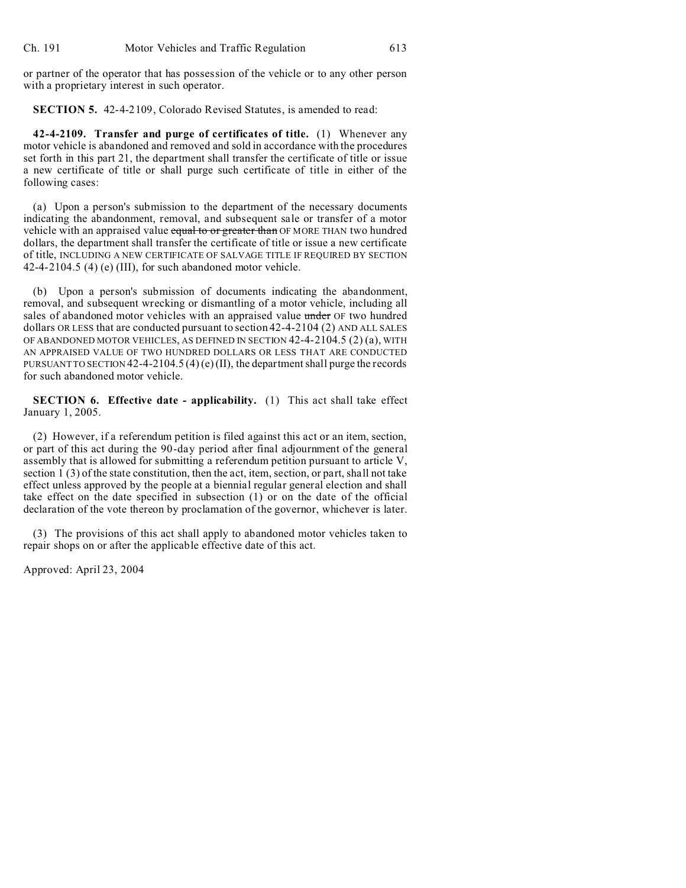or partner of the operator that has possession of the vehicle or to any other person with a proprietary interest in such operator.

**SECTION 5.** 42-4-2109, Colorado Revised Statutes, is amended to read:

**42-4-2109. Transfer and purge of certificates of title.** (1) Whenever any motor vehicle is abandoned and removed and sold in accordance with the procedures set forth in this part 21, the department shall transfer the certificate of title or issue a new certificate of title or shall purge such certificate of title in either of the following cases:

(a) Upon a person's submission to the department of the necessary documents indicating the abandonment, removal, and subsequent sale or transfer of a motor vehicle with an appraised value ~~equal to or greater than~~ OF MORE THAN two hundred dollars, the department shall transfer the certificate of title or issue a new certificate of title, INCLUDING A NEW CERTIFICATE OF SALVAGE TITLE IF REQUIRED BY SECTION 42-4-2104.5 (4) (e) (III), for such abandoned motor vehicle.

(b) Upon a person's submission of documents indicating the abandonment, removal, and subsequent wrecking or dismantling of a motor vehicle, including all sales of abandoned motor vehicles with an appraised value ~~under~~ OF two hundred dollars OR LESS that are conducted pursuant to section 42-4-2104 (2) AND ALL SALES OF ABANDONED MOTOR VEHICLES, AS DEFINED IN SECTION 42-4-2104.5 (2) (a), WITH AN APPRAISED VALUE OF TWO HUNDRED DOLLARS OR LESS THAT ARE CONDUCTED PURSUANT TO SECTION 42-4-2104.5 (4) (e) (II), the department shall purge the records for such abandoned motor vehicle.

**SECTION 6. Effective date - applicability.** (1) This act shall take effect January 1, 2005.

(2) However, if a referendum petition is filed against this act or an item, section, or part of this act during the 90-day period after final adjournment of the general assembly that is allowed for submitting a referendum petition pursuant to article V, section 1 (3) of the state constitution, then the act, item, section, or part, shall not take effect unless approved by the people at a biennial regular general election and shall take effect on the date specified in subsection (1) or on the date of the official declaration of the vote thereon by proclamation of the governor, whichever is later.

(3) The provisions of this act shall apply to abandoned motor vehicles taken to repair shops on or after the applicable effective date of this act.

Approved: April 23, 2004